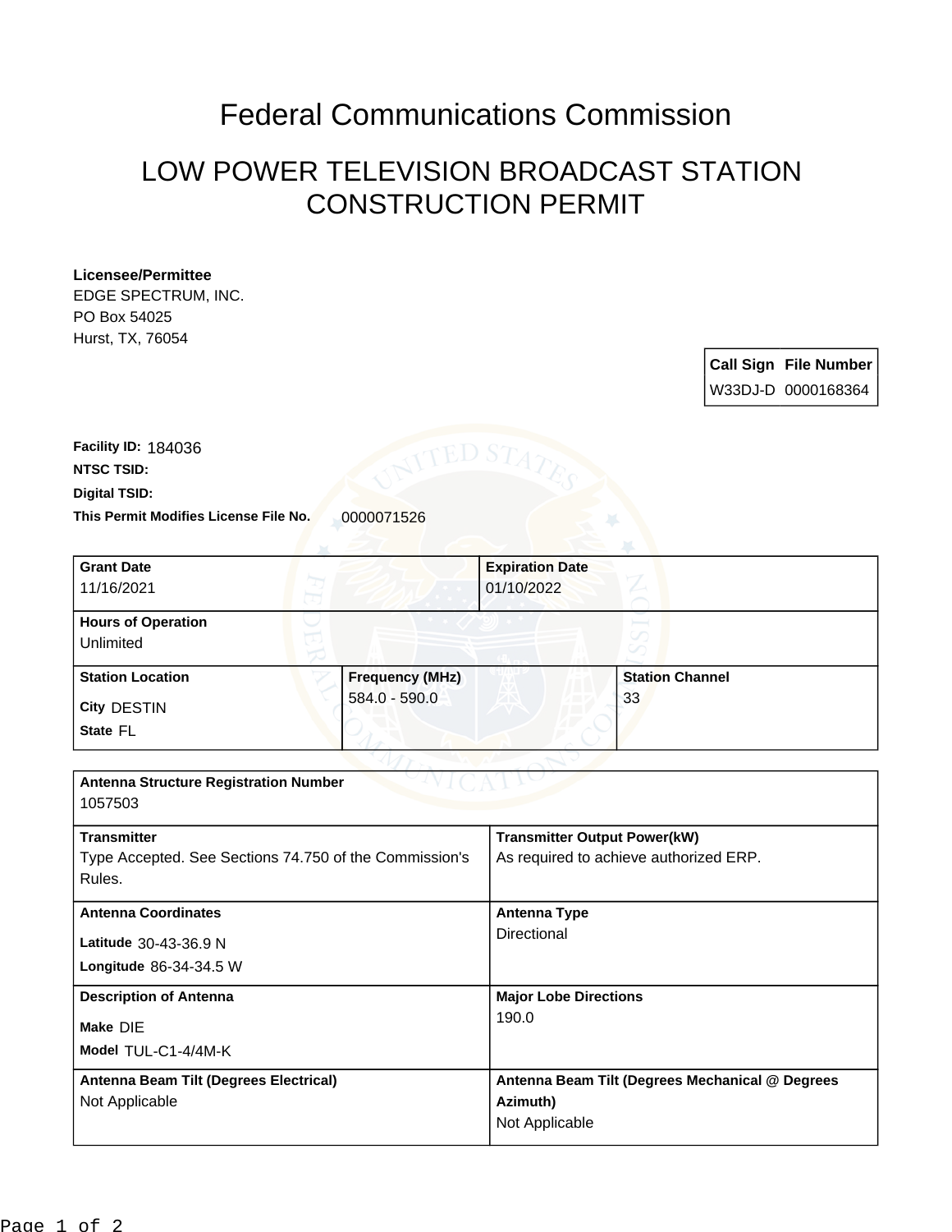# Federal Communications Commission

## LOW POWER TELEVISION BROADCAST STATION CONSTRUCTION PERMIT

**Licensee/Permittee**
EDGE SPECTRUM, INC.
PO Box 54025
Hurst, TX, 76054

| Call Sign | File Number |
| --- | --- |
| W33DJ-D | 0000168364 |

**Facility ID:** 184036

**NTSC TSID:**

**Digital TSID:**

**This Permit Modifies License File No.** 0000071526

| Grant Date | Expiration Date |
| --- | --- |
| 11/16/2021 | 01/10/2022 |

**Hours of Operation**
Unlimited

| Station Location | Frequency (MHz) | Station Channel |
| --- | --- | --- |
| City DESTIN<br>State FL | 584.0 - 590.0 | 33 |

**Antenna Structure Registration Number**
1057503

| Transmitter | Transmitter Output Power(kW) |
| --- | --- |
| Type Accepted. See Sections 74.750 of the Commission's Rules. | As required to achieve authorized ERP. |

| Antenna Coordinates | Antenna Type |
| --- | --- |
| Latitude 30-43-36.9 N<br>Longitude 86-34-34.5 W | Directional |

| Description of Antenna | Major Lobe Directions |
| --- | --- |
| Make DIE<br>Model TUL-C1-4/4M-K | 190.0 |

| Antenna Beam Tilt (Degrees Electrical) | Antenna Beam Tilt (Degrees Mechanical @ Degrees Azimuth) |
| --- | --- |
| Not Applicable | Not Applicable |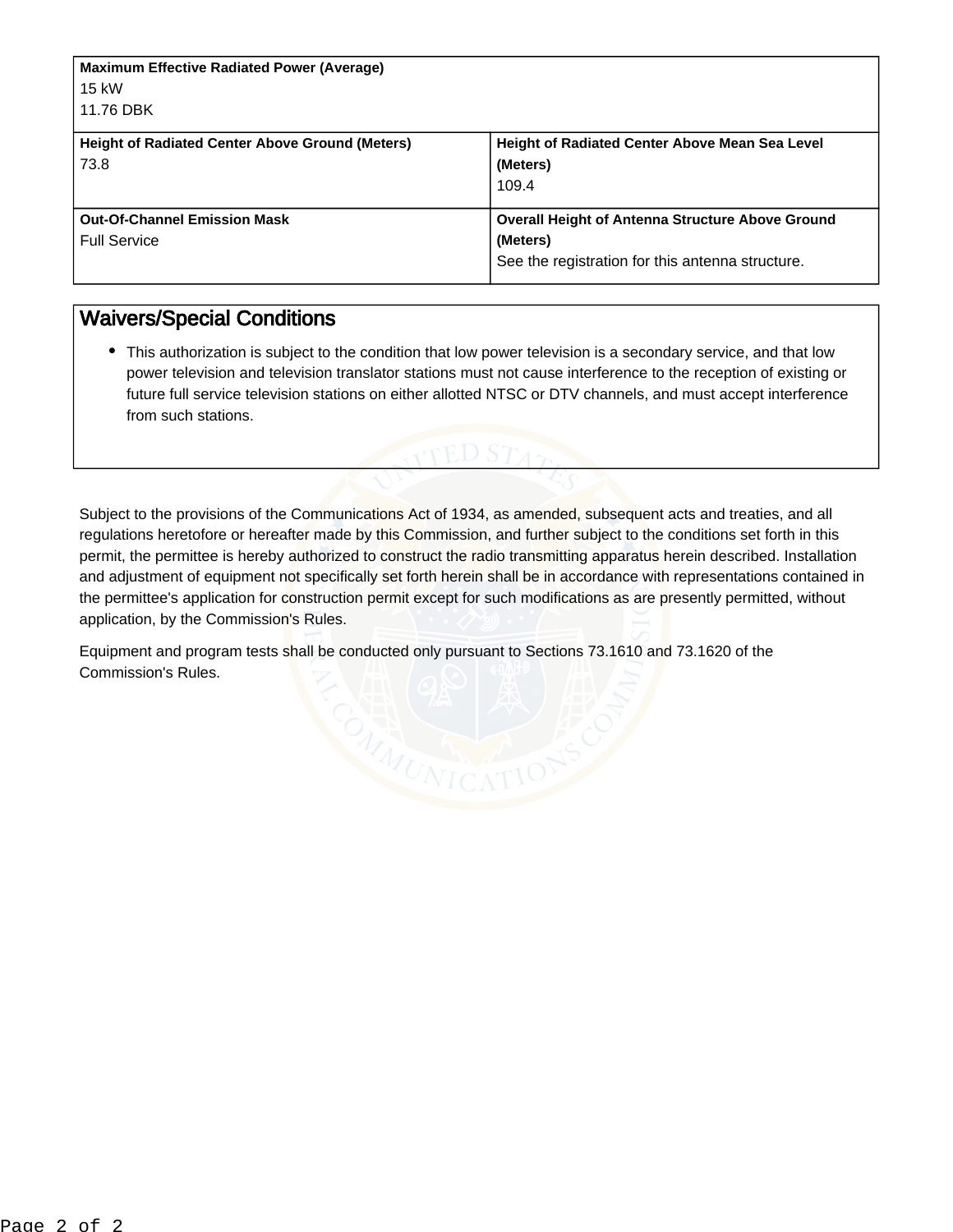| | |
|---|---|
| **Maximum Effective Radiated Power (Average)**<br>15 kW<br>11.76 DBK | |
| **Height of Radiated Center Above Ground (Meters)**<br>73.8 | **Height of Radiated Center Above Mean Sea Level (Meters)**<br>109.4 |
| **Out-Of-Channel Emission Mask**<br>Full Service | **Overall Height of Antenna Structure Above Ground (Meters)**<br>See the registration for this antenna structure. |

## Waivers/Special Conditions

- This authorization is subject to the condition that low power television is a secondary service, and that low power television and television translator stations must not cause interference to the reception of existing or future full service television stations on either allotted NTSC or DTV channels, and must accept interference from such stations.

Subject to the provisions of the Communications Act of 1934, as amended, subsequent acts and treaties, and all regulations heretofore or hereafter made by this Commission, and further subject to the conditions set forth in this permit, the permittee is hereby authorized to construct the radio transmitting apparatus herein described. Installation and adjustment of equipment not specifically set forth herein shall be in accordance with representations contained in the permittee's application for construction permit except for such modifications as are presently permitted, without application, by the Commission's Rules.

Equipment and program tests shall be conducted only pursuant to Sections 73.1610 and 73.1620 of the Commission's Rules.